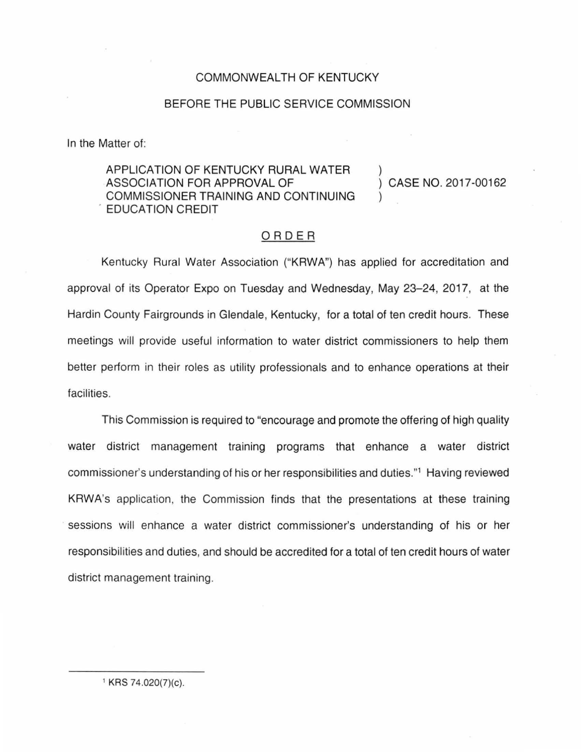COMMONWEALTH OF KENTUCKY

BEFORE THE PUBLIC SERVICE COMMISSION

In the Matter of:

| | | |
|---|---|---|
| APPLICATION OF KENTUCKY RURAL WATER ASSOCIATION FOR APPROVAL OF COMMISSIONER TRAINING AND CONTINUING EDUCATION CREDIT | ) ) ) | CASE NO. 2017-00162 |

## ORDER

Kentucky Rural Water Association ("KRWA") has applied for accreditation and approval of its Operator Expo on Tuesday and Wednesday, May 23–24, 2017, at the Hardin County Fairgrounds in Glendale, Kentucky, for a total of ten credit hours. These meetings will provide useful information to water district commissioners to help them better perform in their roles as utility professionals and to enhance operations at their facilities.

This Commission is required to "encourage and promote the offering of high quality water district management training programs that enhance a water district commissioner's understanding of his or her responsibilities and duties."[1] Having reviewed KRWA's application, the Commission finds that the presentations at these training sessions will enhance a water district commissioner's understanding of his or her responsibilities and duties, and should be accredited for a total of ten credit hours of water district management training.

---

[1] KRS 74.020(7)(c).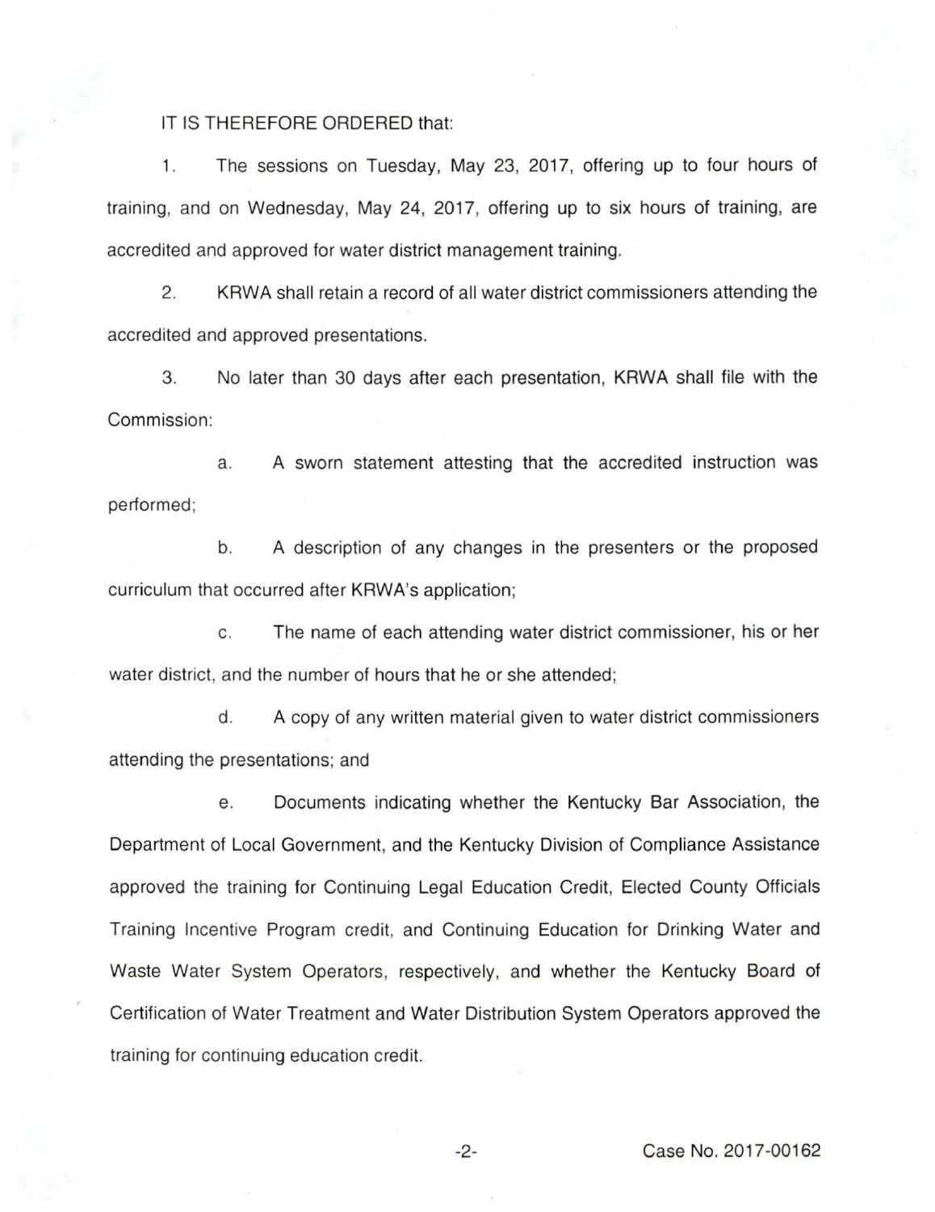IT IS THEREFORE ORDERED that:

1. The sessions on Tuesday, May 23, 2017, offering up to four hours of training, and on Wednesday, May 24, 2017, offering up to six hours of training, are accredited and approved for water district management training.

2. KRWA shall retain a record of all water district commissioners attending the accredited and approved presentations.

3. No later than 30 days after each presentation, KRWA shall file with the Commission:

   a. A sworn statement attesting that the accredited instruction was performed;

   b. A description of any changes in the presenters or the proposed curriculum that occurred after KRWA's application;

   c. The name of each attending water district commissioner, his or her water district, and the number of hours that he or she attended;

   d. A copy of any written material given to water district commissioners attending the presentations; and

   e. Documents indicating whether the Kentucky Bar Association, the Department of Local Government, and the Kentucky Division of Compliance Assistance approved the training for Continuing Legal Education Credit, Elected County Officials Training Incentive Program credit, and Continuing Education for Drinking Water and Waste Water System Operators, respectively, and whether the Kentucky Board of Certification of Water Treatment and Water Distribution System Operators approved the training for continuing education credit.

Case No. 2017-00162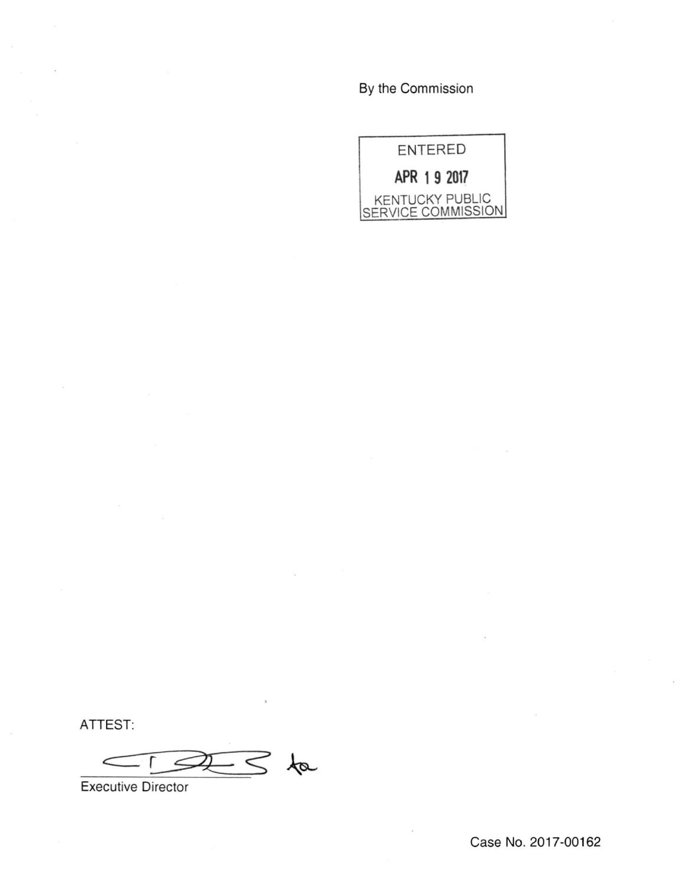By the Commission

ENTERED

APR 19 2017

KENTUCKY PUBLIC SERVICE COMMISSION

ATTEST:

Executive Director

Case No. 2017-00162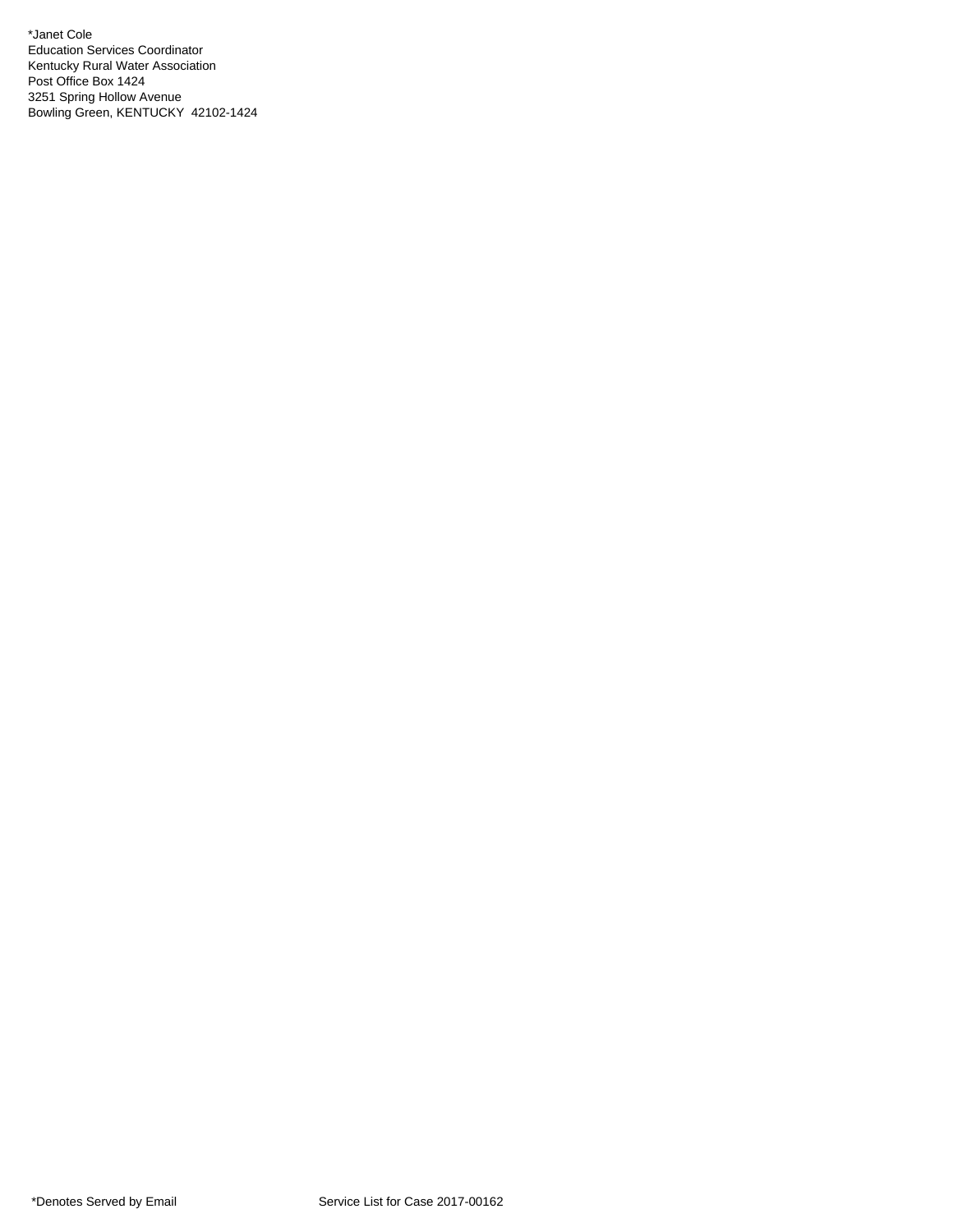*Janet Cole
Education Services Coordinator
Kentucky Rural Water Association
Post Office Box 1424
3251 Spring Hollow Avenue
Bowling Green, KENTUCKY  42102-1424